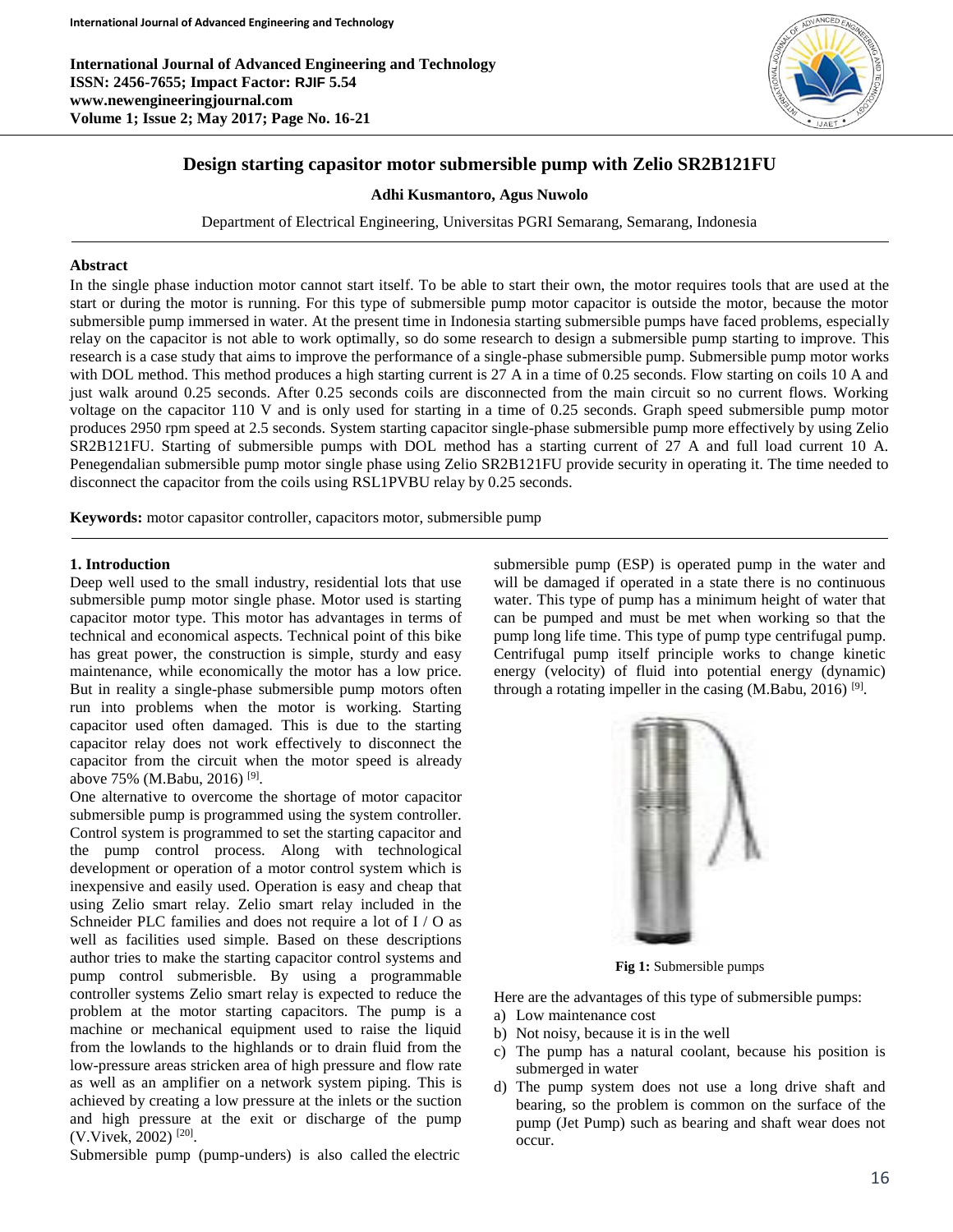# Design starting capasitor motor submersible pump with Zelio SR2B121FU

**Adhi Kusmantoro, Agus Nuwolo**

Department of Electrical Engineering, Universitas PGRI Semarang, Semarang, Indonesia

## Abstract

In the single phase induction motor cannot start itself. To be able to start their own, the motor requires tools that are used at the start or during the motor is running. For this type of submersible pump motor capacitor is outside the motor, because the motor submersible pump immersed in water. At the present time in Indonesia starting submersible pumps have faced problems, especially relay on the capacitor is not able to work optimally, so do some research to design a submersible pump starting to improve. This research is a case study that aims to improve the performance of a single-phase submersible pump. Submersible pump motor works with DOL method. This method produces a high starting current is 27 A in a time of 0.25 seconds. Flow starting on coils 10 A and just walk around 0.25 seconds. After 0.25 seconds coils are disconnected from the main circuit so no current flows. Working voltage on the capacitor 110 V and is only used for starting in a time of 0.25 seconds. Graph speed submersible pump motor produces 2950 rpm speed at 2.5 seconds. System starting capacitor single-phase submersible pump more effectively by using Zelio SR2B121FU. Starting of submersible pumps with DOL method has a starting current of 27 A and full load current 10 A. Penegendalian submersible pump motor single phase using Zelio SR2B121FU provide security in operating it. The time needed to disconnect the capacitor from the coils using RSL1PVBU relay by 0.25 seconds.

**Keywords:** motor capasitor controller, capacitors motor, submersible pump

## 1. Introduction

Deep well used to the small industry, residential lots that use submersible pump motor single phase. Motor used is starting capacitor motor type. This motor has advantages in terms of technical and economical aspects. Technical point of this bike has great power, the construction is simple, sturdy and easy maintenance, while economically the motor has a low price. But in reality a single-phase submersible pump motors often run into problems when the motor is working. Starting capacitor used often damaged. This is due to the starting capacitor relay does not work effectively to disconnect the capacitor from the circuit when the motor speed is already above 75% (M.Babu, 2016) [9].

One alternative to overcome the shortage of motor capacitor submersible pump is programmed using the system controller. Control system is programmed to set the starting capacitor and the pump control process. Along with technological development or operation of a motor control system which is inexpensive and easily used. Operation is easy and cheap that using Zelio smart relay. Zelio smart relay included in the Schneider PLC families and does not require a lot of I / O as well as facilities used simple. Based on these descriptions author tries to make the starting capacitor control systems and pump control submerisble. By using a programmable controller systems Zelio smart relay is expected to reduce the problem at the motor starting capacitors. The pump is a machine or mechanical equipment used to raise the liquid from the lowlands to the highlands or to drain fluid from the low-pressure areas stricken area of high pressure and flow rate as well as an amplifier on a network system piping. This is achieved by creating a low pressure at the inlets or the suction and high pressure at the exit or discharge of the pump (V.Vivek, 2002) [20].

Submersible pump (pump-unders) is also called the electric submersible pump (ESP) is operated pump in the water and will be damaged if operated in a state there is no continuous water. This type of pump has a minimum height of water that can be pumped and must be met when working so that the pump long life time. This type of pump type centrifugal pump. Centrifugal pump itself principle works to change kinetic energy (velocity) of fluid into potential energy (dynamic) through a rotating impeller in the casing (M.Babu, 2016) [9].

**Fig 1:** Submersible pumps

Here are the advantages of this type of submersible pumps:

a) Low maintenance cost
b) Not noisy, because it is in the well
c) The pump has a natural coolant, because his position is submerged in water
d) The pump system does not use a long drive shaft and bearing, so the problem is common on the surface of the pump (Jet Pump) such as bearing and shaft wear does not occur.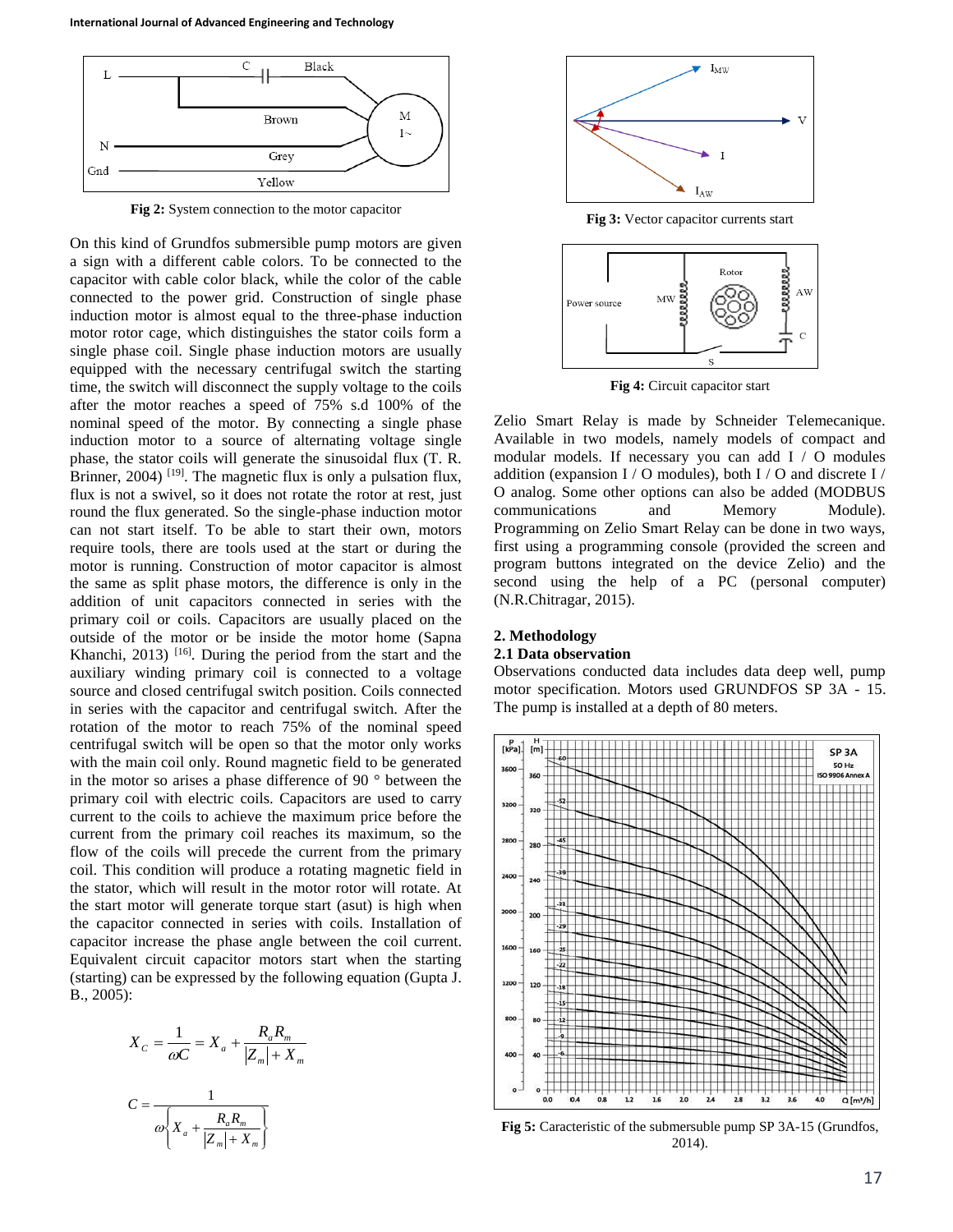Fig 2: System connection to the motor capacitor

On this kind of Grundfos submersible pump motors are given a sign with a different cable colors. To be connected to the capacitor with cable color black, while the color of the cable connected to the power grid. Construction of single phase induction motor is almost equal to the three-phase induction motor rotor cage, which distinguishes the stator coils form a single phase coil. Single phase induction motors are usually equipped with the usual centrifugal switch the starting time, the switch will disconnect the supply voltage to the coils after the motor reaches a speed of 75% s.d 100% of the nominal speed of the motor. By connecting a single phase induction motor to a source of alternating voltage single phase, the stator coils will generate the sinusoidal flux (T. R. Brinner, 2004) [19]. The magnetic flux is only a pulsation flux, flux is not a swivel, so it does not rotate the rotor at rest, just round the flux generated. So the single-phase induction motor can not start itself. To be able to start their own, motors require tools, there are tools used at the start or during the motor is running. Construction of motor capacitor is almost the same as split phase motors, the difference is only in the addition of unit capacitors connected in series with the primary coil or coils. Capacitors are usually placed on the outside of the motor or be inside the motor home (Sapna Khanchi, 2013) [16]. During the period from the start and the auxiliary winding primary coil is connected to a voltage source and closed centrifugal switch position. Coils connected in series with the capacitor and centrifugal switch. After the rotation of the motor to reach 75% of the nominal speed centrifugal switch will be open so that the motor only works with the main coil only. Round magnetic field to be generated in the motor so arises a phase difference of 90 ° between the primary coil with electric coils. Capacitors are used to carry current to the coils to achieve the maximum price before the current from the primary coil reaches its maximum, so the flow of the coils will precede the current from the primary coil. This condition will produce a rotating magnetic field in the stator, which will result in the motor rotor will rotate. At the start motor will generate torque start (asut) is high when the capacitor connected in series with coils. Installation of capacitor increase the phase angle between the coil current. Equivalent circuit capacitor motors start when the starting (starting) can be expressed by the following equation (Gupta J. B., 2005):

$$X_C = \frac{1}{\omega C} = X_a + \frac{R_a R_m}{|Z_m| + X_m}$$

$$C = \frac{1}{\omega \left\{ X_a + \dfrac{R_a R_m}{|Z_m| + X_m} \right\}}$$

Fig 3: Vector capacitor currents start

Fig 4: Circuit capacitor start

Zelio Smart Relay is made by Schneider Telemecanique. Available in two models, namely models of compact and modular models. If necessary you can add I / O modules addition (expansion I / O modules), both I / O and discrete I / O analog. Some other options can also be added (MODBUS communications and Memory Module). Programming on Zelio Smart Relay can be done in two ways, first using a programming console (provided the screen and program buttons integrated on the device Zelio) and the second using the help of a PC (personal computer) (N.R.Chitragar, 2015).

## 2. Methodology

### 2.1 Data observation

Observations conducted data includes data deep well, pump motor specification. Motors used GRUNDFOS SP 3A - 15. The pump is installed at a depth of 80 meters.

Fig 5: Caracteristic of the submersible pump SP 3A-15 (Grundfos, 2014).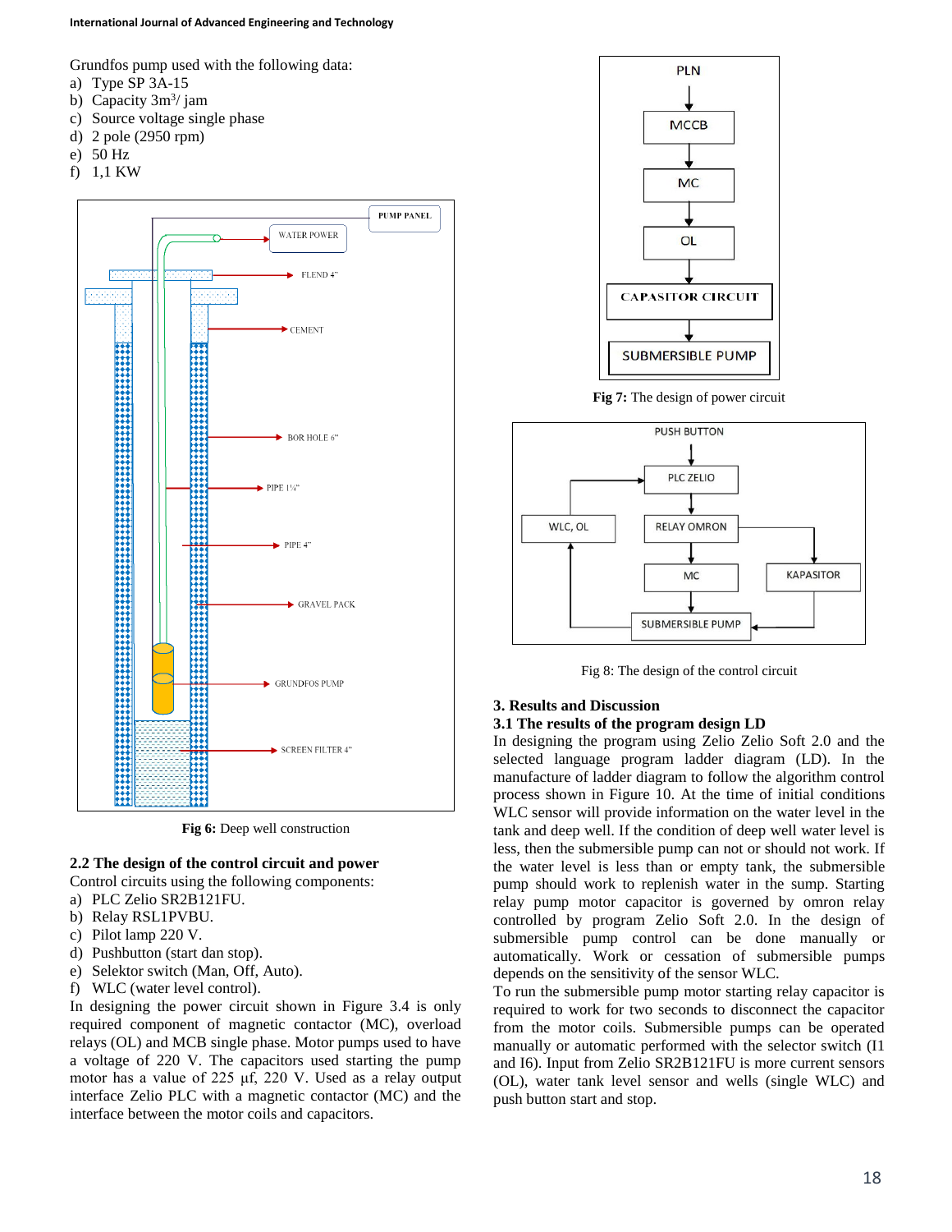Grundfos pump used with the following data:

a) Type SP 3A-15
b) Capacity 3m$^3$/ jam
c) Source voltage single phase
d) 2 pole (2950 rpm)
e) 50 Hz
f) 1,1 KW

**Fig 6:** Deep well construction

### 2.2 The design of the control circuit and power

Control circuits using the following components:

a) PLC Zelio SR2B121FU.
b) Relay RSL1PVBU.
c) Pilot lamp 220 V.
d) Pushbutton (start dan stop).
e) Selektor switch (Man, Off, Auto).
f) WLC (water level control).

In designing the power circuit shown in Figure 3.4 is only required component of magnetic contactor (MC), overload relays (OL) and MCB single phase. Motor pumps used to have a voltage of 220 V. The capacitors used starting the pump motor has a value of 225 µf, 220 V. Used as a relay output interface Zelio PLC with a magnetic contactor (MC) and the interface between the motor coils and capacitors.

**Fig 7:** The design of power circuit

Fig 8: The design of the control circuit

## 3. Results and Discussion

### 3.1 The results of the program design LD

In designing the program using Zelio Zelio Soft 2.0 and the selected language program ladder diagram (LD). In the manufacture of ladder diagram to follow the algorithm control process shown in Figure 10. At the time of initial conditions WLC sensor will provide information on the water level in the tank and deep well. If the condition of deep well water level is less, then the submersible pump can not or should not work. If the water level is less than or empty tank, the submersible pump should work to replenish water in the sump. Starting relay pump motor capacitor is governed by omron relay controlled by program Zelio Soft 2.0. In the design of submersible pump control can be done manually or automatically. Work or cessation of submersible pumps depends on the sensitivity of the sensor WLC.

To run the submersible pump motor starting relay capacitor is required to work for two seconds to disconnect the capacitor from the motor coils. Submersible pumps can be operated manually or automatic performed with the selector switch (I1 and I6). Input from Zelio SR2B121FU is more current sensors (OL), water tank level sensor and wells (single WLC) and push button start and stop.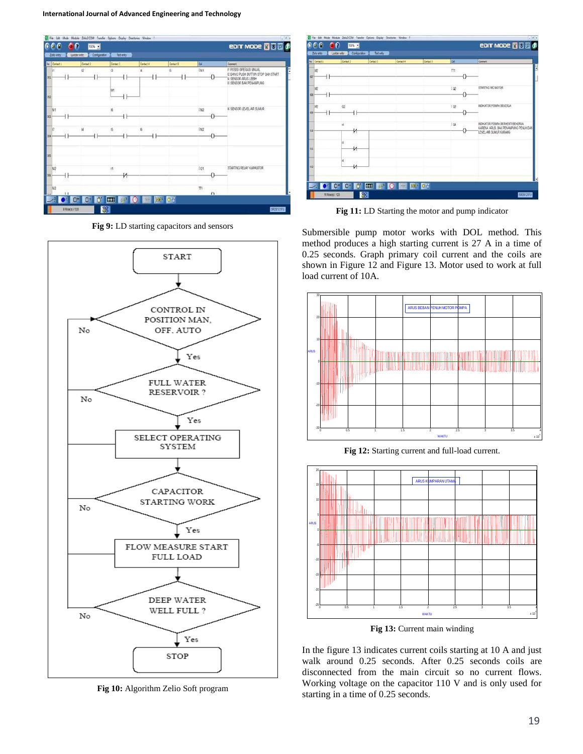Fig 9: LD starting capacitors and sensors

Fig 10: Algorithm Zelio Soft program

Fig 11: LD Starting the motor and pump indicator

Submersible pump motor works with DOL method. This method produces a high starting current is 27 A in a time of 0.25 seconds. Graph primary coil current and the coils are shown in Figure 12 and Figure 13. Motor used to work at full load current of 10A.

Fig 12: Starting current and full-load current.

Fig 13: Current main winding

In the figure 13 indicates current coils starting at 10 A and just walk around 0.25 seconds. After 0.25 seconds coils are disconnected from the main circuit so no current flows. Working voltage on the capacitor 110 V and is only used for starting in a time of 0.25 seconds.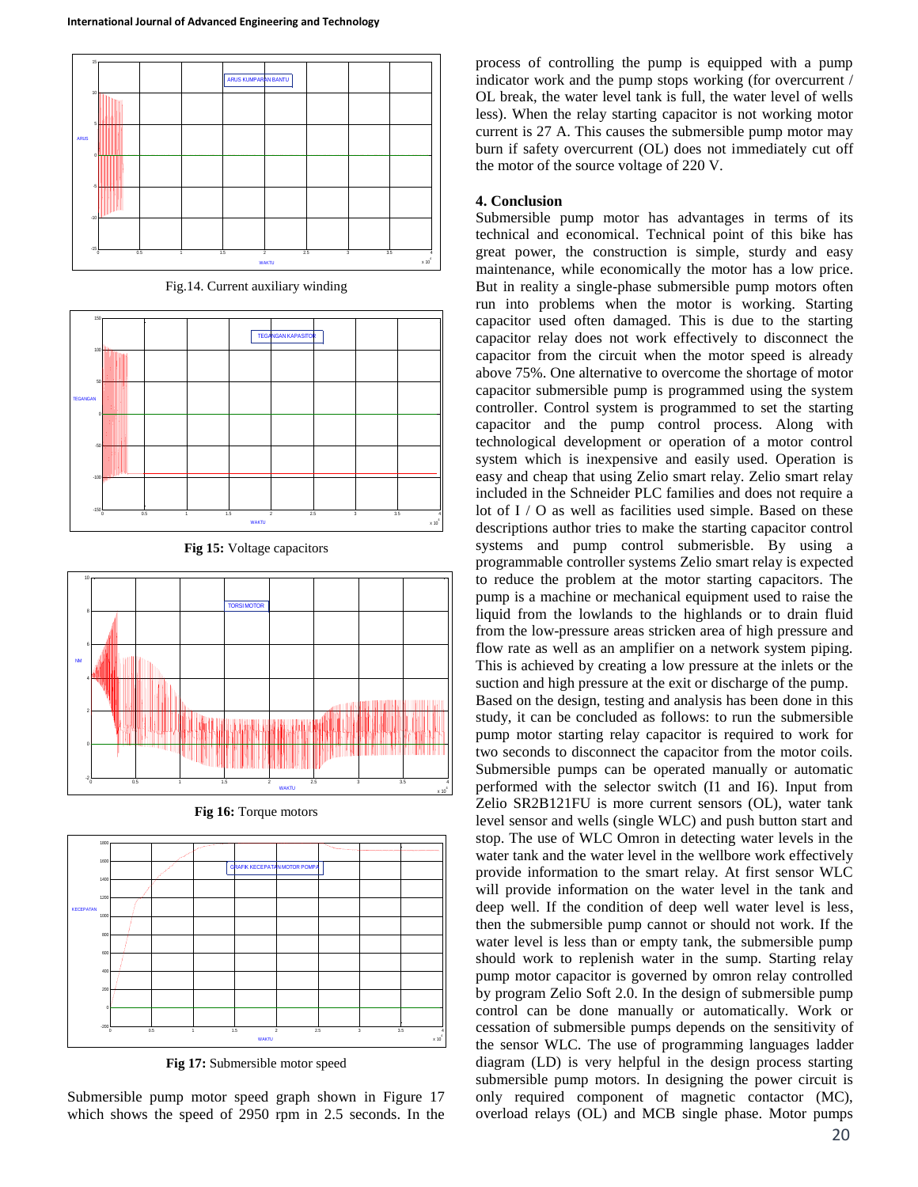Fig.14. Current auxiliary winding

**Fig 15:** Voltage capacitors

**Fig 16:** Torque motors

**Fig 17:** Submersible motor speed

Submersible pump motor speed graph shown in Figure 17 which shows the speed of 2950 rpm in 2.5 seconds. In the process of controlling the pump is equipped with a pump indicator work and the pump stops working (for overcurrent / OL break, the water level tank is full, the water level of wells less). When the relay starting capacitor is not working motor current is 27 A. This causes the submersible pump motor may burn if safety overcurrent (OL) does not immediately cut off the motor of the source voltage of 220 V.

## 4. Conclusion

Submersible pump motor has advantages in terms of its technical and economical. Technical point of this bike has great power, the construction is simple, sturdy and easy maintenance, while economically the motor has a low price. But in reality a single-phase submersible pump motors often run into problems when the motor is working. Starting capacitor used often damaged. This is due to the starting capacitor relay does not work effectively to disconnect the capacitor from the circuit when the motor speed is already above 75%. One alternative to overcome the shortage of motor capacitor submersible pump is programmed using the system controller. Control system is programmed to set the starting capacitor and the pump control process. Along with technological development or operation of a motor control system which is inexpensive and easily used. Operation is easy and cheap that using Zelio smart relay. Zelio smart relay included in the Schneider PLC families and does not require a lot of I / O as well as facilities used simple. Based on these descriptions author tries to make the starting capacitor control systems and pump control submerisible. By using a programmable controller systems Zelio smart relay is expected to reduce the problem at the motor starting capacitors. The pump is a machine or mechanical equipment used to raise the liquid from the lowlands to the highlands or to drain fluid from the low-pressure areas stricken area of high pressure and flow rate as well as an amplifier on a network system piping. This is achieved by creating a low pressure at the inlets or the suction and high pressure at the exit or discharge of the pump. Based on the design, testing and analysis has been done in this study, it can be concluded as follows: to run the submersible pump motor starting relay capacitor is required to work for two seconds to disconnect the capacitor from the motor coils. Submersible pumps can be operated manually or automatic performed with the selector switch (I1 and I6). Input from Zelio SR2B121FU is more current sensors (OL), water tank level sensor and wells (single WLC) and push button start and stop. The use of WLC Omron in detecting water levels in the water tank and the water level in the wellbore work effectively provide information to the smart relay. At first sensor WLC will provide information on the water level in the tank and deep well. If the condition of deep well water level is less, then the submersible pump cannot or should not work. If the water level is less than or empty tank, the submersible pump should work to replenish water in the sump. Starting relay pump motor capacitor is governed by omron relay controlled by program Zelio Soft 2.0. In the design of submersible pump control can be done manually or automatically. Work or cessation of submersible pumps depends on the sensitivity of the sensor WLC. The use of programming languages ladder diagram (LD) is very helpful in the design process starting submersible pump motors. In designing the power circuit is only required component of magnetic contactor (MC), overload relays (OL) and MCB single phase. Motor pumps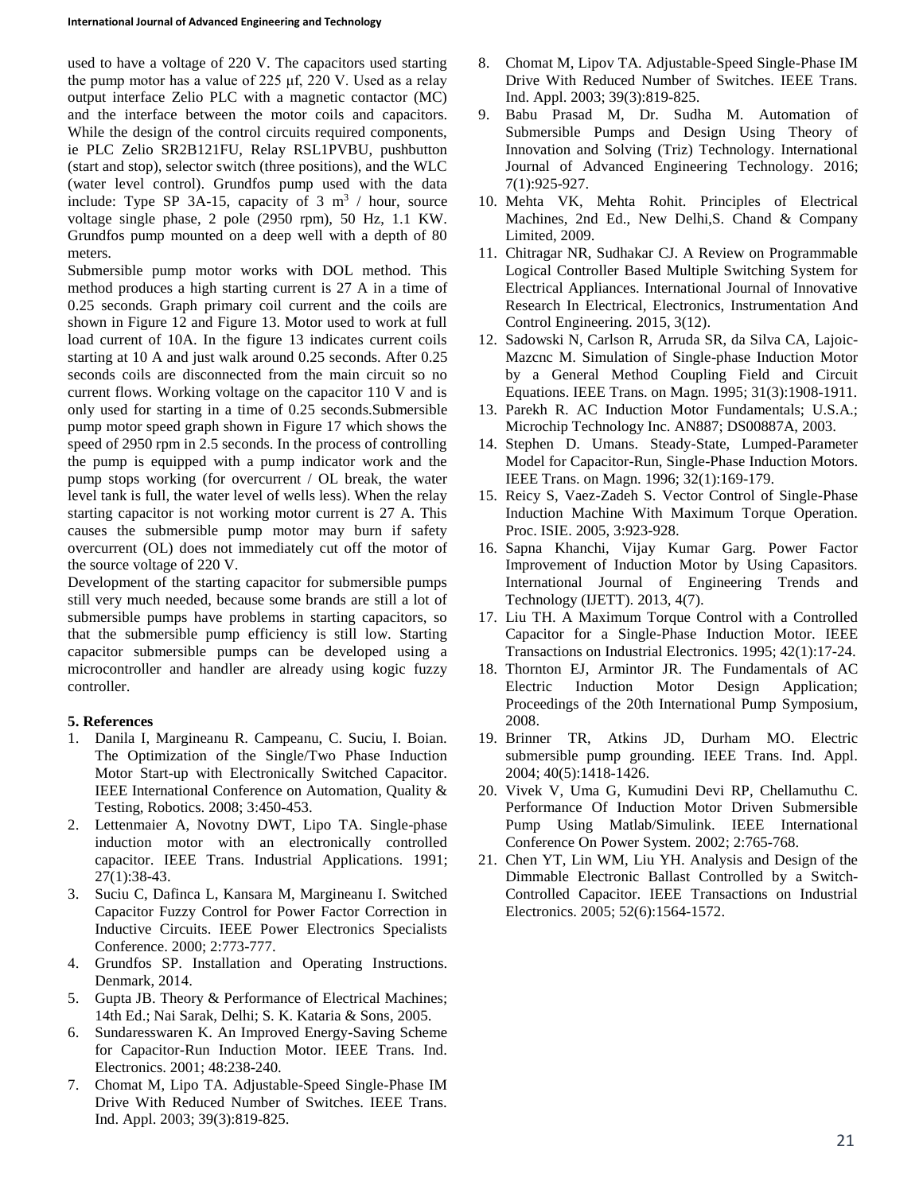used to have a voltage of 220 V. The capacitors used starting the pump motor has a value of 225 µf, 220 V. Used as a relay output interface Zelio PLC with a magnetic contactor (MC) and the interface between the motor coils and capacitors. While the design of the control circuits required components, ie PLC Zelio SR2B121FU, Relay RSL1PVBU, pushbutton (start and stop), selector switch (three positions), and the WLC (water level control). Grundfos pump used with the data include: Type SP 3A-15, capacity of 3 $m^3$ / hour, source voltage single phase, 2 pole (2950 rpm), 50 Hz, 1.1 KW. Grundfos pump mounted on a deep well with a depth of 80 meters.

Submersible pump motor works with DOL method. This method produces a high starting current is 27 A in a time of 0.25 seconds. Graph primary coil current and the coils are shown in Figure 12 and Figure 13. Motor used to work at full load current of 10A. In the figure 13 indicates current coils starting at 10 A and just walk around 0.25 seconds. After 0.25 seconds coils are disconnected from the main circuit so no current flows. Working voltage on the capacitor 110 V and is only used for starting in a time of 0.25 seconds.Submersible pump motor speed graph shown in Figure 17 which shows the speed of 2950 rpm in 2.5 seconds. In the process of controlling the pump is equipped with a pump indicator work and the pump stops working (for overcurrent / OL break, the water level tank is full, the water level of wells less). When the relay starting capacitor is not working motor current is 27 A. This causes the submersible pump motor may burn if safety overcurrent (OL) does not immediately cut off the motor of the source voltage of 220 V.

Development of the starting capacitor for submersible pumps still very much needed, because some brands are still a lot of submersible pumps have problems in starting capacitors, so that the submersible pump efficiency is still low. Starting capacitor submersible pumps can be developed using a microcontroller and handler are already using kogic fuzzy controller.

## 5. References

1. Danila I, Margineanu R. Campeanu, C. Suciu, I. Boian. The Optimization of the Single/Two Phase Induction Motor Start-up with Electronically Switched Capacitor. IEEE International Conference on Automation, Quality & Testing, Robotics. 2008; 3:450-453.
2. Lettenmaier A, Novotny DWT, Lipo TA. Single-phase induction motor with an electronically controlled capacitor. IEEE Trans. Industrial Applications. 1991; 27(1):38-43.
3. Suciu C, Dafinca L, Kansara M, Margineanu I. Switched Capacitor Fuzzy Control for Power Factor Correction in Inductive Circuits. IEEE Power Electronics Specialists Conference. 2000; 2:773-777.
4. Grundfos SP. Installation and Operating Instructions. Denmark, 2014.
5. Gupta JB. Theory & Performance of Electrical Machines; 14th Ed.; Nai Sarak, Delhi; S. K. Kataria & Sons, 2005.
6. Sundaresswaren K. An Improved Energy-Saving Scheme for Capacitor-Run Induction Motor. IEEE Trans. Ind. Electronics. 2001; 48:238-240.
7. Chomat M, Lipo TA. Adjustable-Speed Single-Phase IM Drive With Reduced Number of Switches. IEEE Trans. Ind. Appl. 2003; 39(3):819-825.
8. Chomat M, Lipov TA. Adjustable-Speed Single-Phase IM Drive With Reduced Number of Switches. IEEE Trans. Ind. Appl. 2003; 39(3):819-825.
9. Babu Prasad M, Dr. Sudha M. Automation of Submersible Pumps and Design Using Theory of Innovation and Solving (Triz) Technology. International Journal of Advanced Engineering Technology. 2016; 7(1):925-927.
10. Mehta VK, Mehta Rohit. Principles of Electrical Machines, 2nd Ed., New Delhi,S. Chand & Company Limited, 2009.
11. Chitragar NR, Sudhakar CJ. A Review on Programmable Logical Controller Based Multiple Switching System for Electrical Appliances. International Journal of Innovative Research In Electrical, Electronics, Instrumentation And Control Engineering. 2015, 3(12).
12. Sadowski N, Carlson R, Arruda SR, da Silva CA, Lajoic-Mazcnc M. Simulation of Single-phase Induction Motor by a General Method Coupling Field and Circuit Equations. IEEE Trans. on Magn. 1995; 31(3):1908-1911.
13. Parekh R. AC Induction Motor Fundamentals; U.S.A.; Microchip Technology Inc. AN887; DS00887A, 2003.
14. Stephen D. Umans. Steady-State, Lumped-Parameter Model for Capacitor-Run, Single-Phase Induction Motors. IEEE Trans. on Magn. 1996; 32(1):169-179.
15. Reicy S, Vaez-Zadeh S. Vector Control of Single-Phase Induction Machine With Maximum Torque Operation. Proc. ISIE. 2005, 3:923-928.
16. Sapna Khanchi, Vijay Kumar Garg. Power Factor Improvement of Induction Motor by Using Capasitors. International Journal of Engineering Trends and Technology (IJETT). 2013, 4(7).
17. Liu TH. A Maximum Torque Control with a Controlled Capacitor for a Single-Phase Induction Motor. IEEE Transactions on Industrial Electronics. 1995; 42(1):17-24.
18. Thornton EJ, Armintor JR. The Fundamentals of AC Electric Induction Motor Design Application; Proceedings of the 20th International Pump Symposium, 2008.
19. Brinner TR, Atkins JD, Durham MO. Electric submersible pump grounding. IEEE Trans. Ind. Appl. 2004; 40(5):1418-1426.
20. Vivek V, Uma G, Kumudini Devi RP, Chellamuthu C. Performance Of Induction Motor Driven Submersible Pump Using Matlab/Simulink. IEEE International Conference On Power System. 2002; 2:765-768.
21. Chen YT, Lin WM, Liu YH. Analysis and Design of the Dimmable Electronic Ballast Controlled by a Switch-Controlled Capacitor. IEEE Transactions on Industrial Electronics. 2005; 52(6):1564-1572.